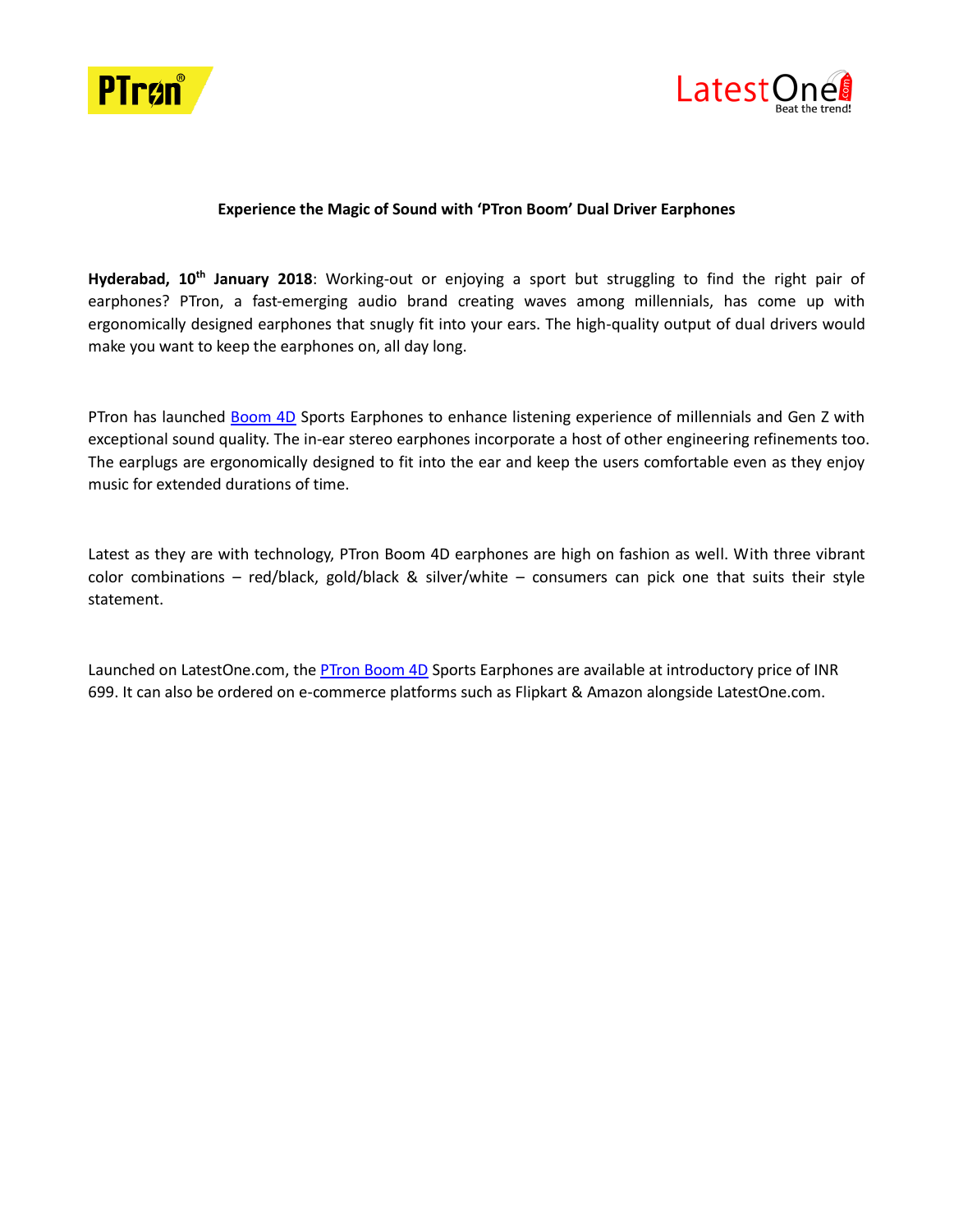**Experience the Magic of Sound with 'PTron Boom' Dual Driver Earphones**

**Hyderabad, 10th January 2018**: Working-out or enjoying a sport but struggling to find the right pair of earphones? PTron, a fast-emerging audio brand creating waves among millennials, has come up with ergonomically designed earphones that snugly fit into your ears. The high-quality output of dual drivers would make you want to keep the earphones on, all day long.

PTron has launched Boom 4D Sports Earphones to enhance listening experience of millennials and Gen Z with exceptional sound quality. The in-ear stereo earphones incorporate a host of other engineering refinements too. The earplugs are ergonomically designed to fit into the ear and keep the users comfortable even as they enjoy music for extended durations of time.

Latest as they are with technology, PTron Boom 4D earphones are high on fashion as well. With three vibrant color combinations – red/black, gold/black & silver/white – consumers can pick one that suits their style statement.

Launched on LatestOne.com, the PTron Boom 4D Sports Earphones are available at introductory price of INR 699. It can also be ordered on e-commerce platforms such as Flipkart & Amazon alongside LatestOne.com.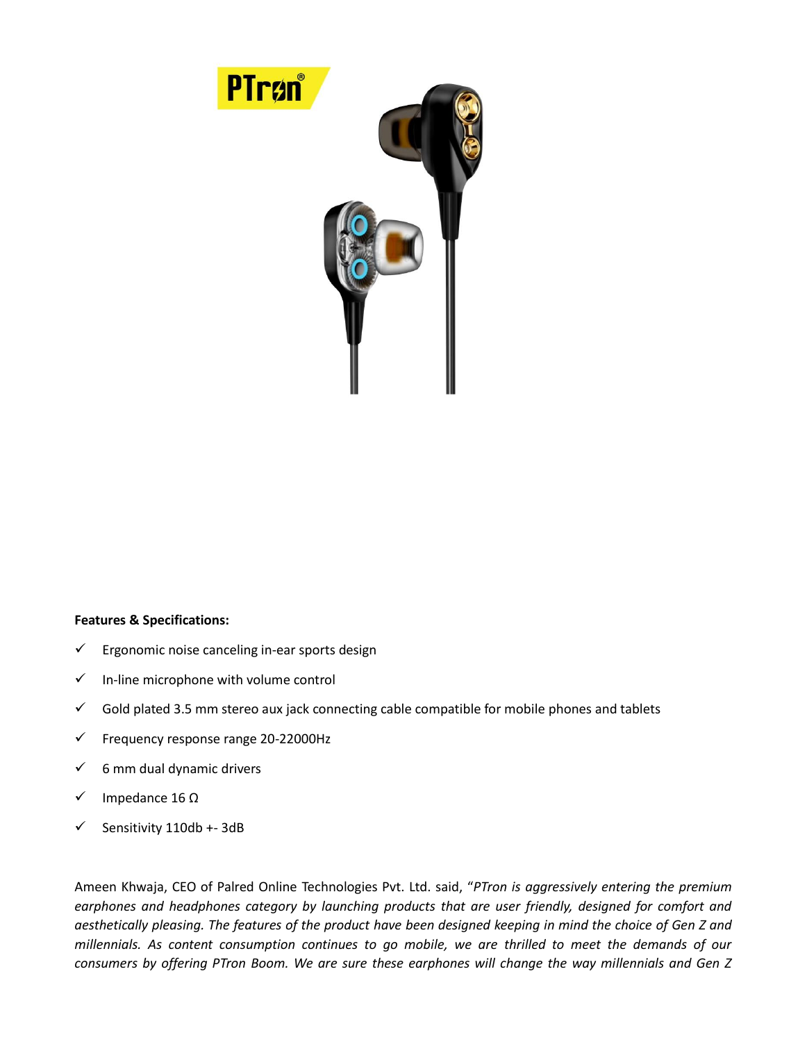**Features & Specifications:**

- ✓ Ergonomic noise canceling in-ear sports design
- ✓ In-line microphone with volume control
- ✓ Gold plated 3.5 mm stereo aux jack connecting cable compatible for mobile phones and tablets
- ✓ Frequency response range 20-22000Hz
- ✓ 6 mm dual dynamic drivers
- ✓ Impedance 16 Ω
- ✓ Sensitivity 110db +- 3dB

Ameen Khwaja, CEO of Palred Online Technologies Pvt. Ltd. said, "*PTron is aggressively entering the premium earphones and headphones category by launching products that are user friendly, designed for comfort and aesthetically pleasing. The features of the product have been designed keeping in mind the choice of Gen Z and millennials. As content consumption continues to go mobile, we are thrilled to meet the demands of our consumers by offering PTron Boom. We are sure these earphones will change the way millennials and Gen Z*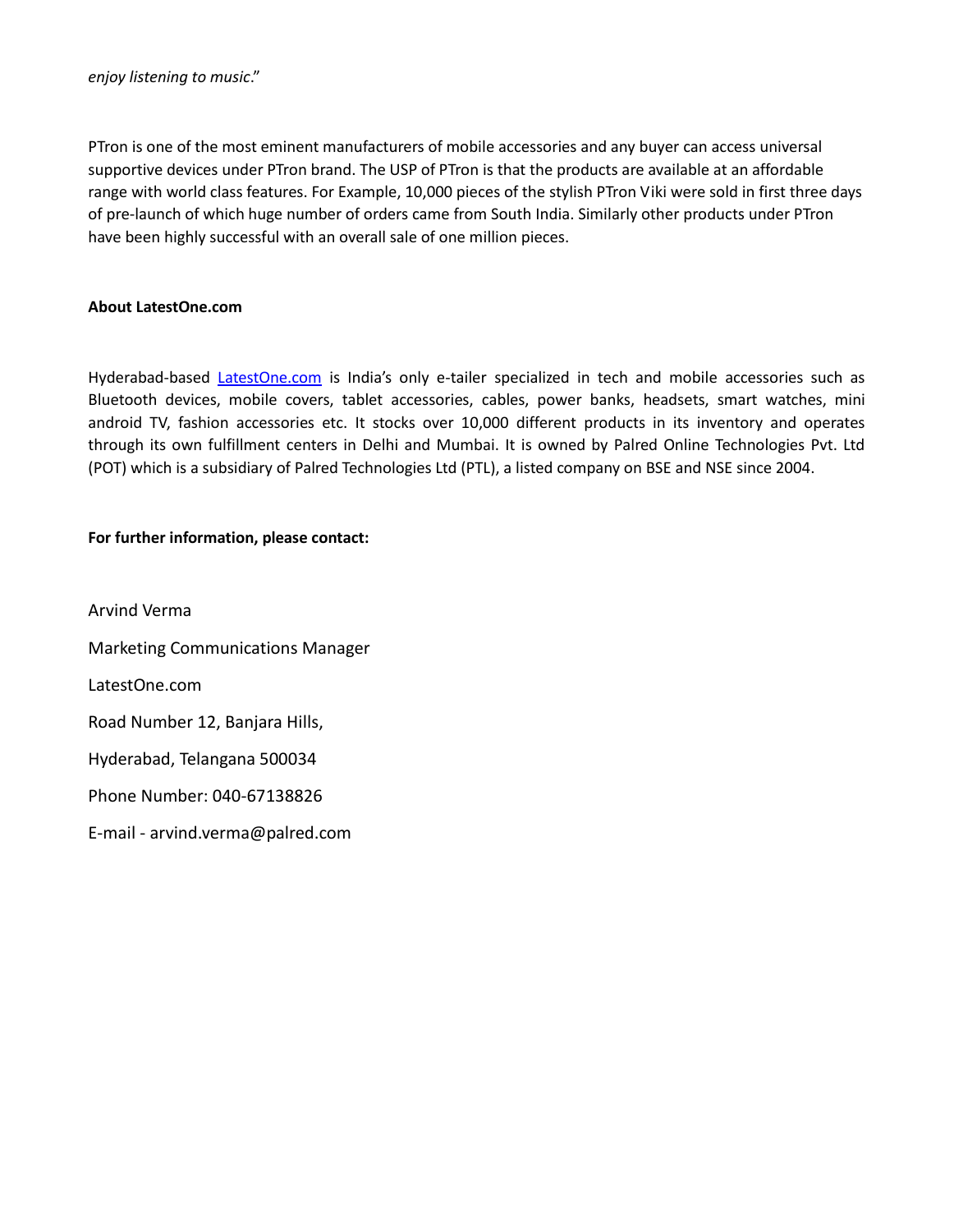*enjoy listening to music*."

PTron is one of the most eminent manufacturers of mobile accessories and any buyer can access universal supportive devices under PTron brand. The USP of PTron is that the products are available at an affordable range with world class features. For Example, 10,000 pieces of the stylish PTron Viki were sold in first three days of pre-launch of which huge number of orders came from South India. Similarly other products under PTron have been highly successful with an overall sale of one million pieces.

**About LatestOne.com**

Hyderabad-based [LatestOne.com](LatestOne.com) is India's only e-tailer specialized in tech and mobile accessories such as Bluetooth devices, mobile covers, tablet accessories, cables, power banks, headsets, smart watches, mini android TV, fashion accessories etc. It stocks over 10,000 different products in its inventory and operates through its own fulfillment centers in Delhi and Mumbai. It is owned by Palred Online Technologies Pvt. Ltd (POT) which is a subsidiary of Palred Technologies Ltd (PTL), a listed company on BSE and NSE since 2004.

**For further information, please contact:**

Arvind Verma

Marketing Communications Manager

LatestOne.com

Road Number 12, Banjara Hills,

Hyderabad, Telangana 500034

Phone Number: 040-67138826

E-mail - arvind.verma@palred.com